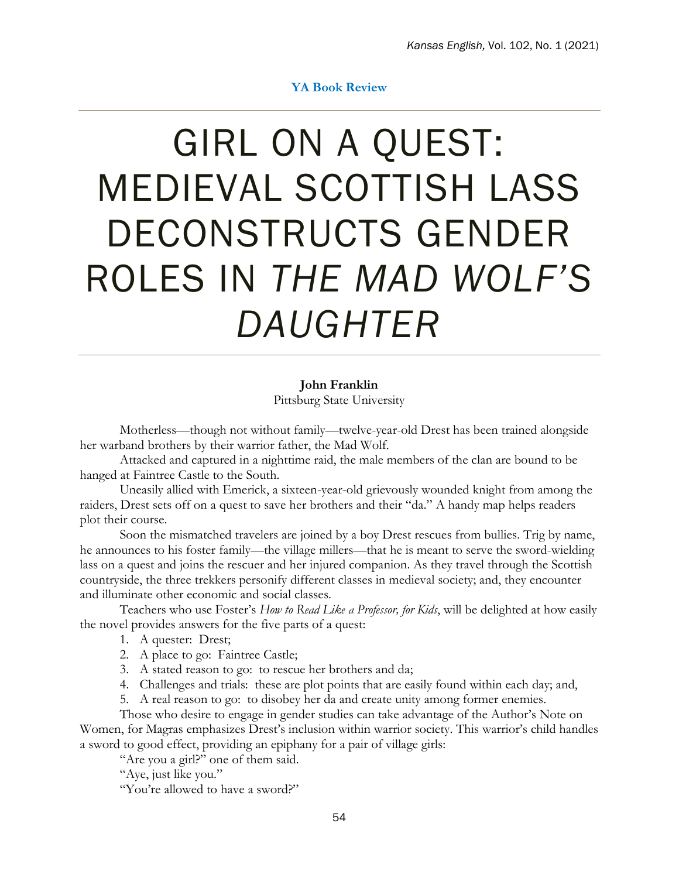**YA Book Review**

# GIRL ON A QUEST: MEDIEVAL SCOTTISH LASS DECONSTRUCTS GENDER ROLES IN *THE MAD WOLF'S DAUGHTER*

**John Franklin**
Pittsburg State University

Motherless—though not without family—twelve-year-old Drest has been trained alongside her warband brothers by their warrior father, the Mad Wolf.

Attacked and captured in a nighttime raid, the male members of the clan are bound to be hanged at Faintree Castle to the South.

Uneasily allied with Emerick, a sixteen-year-old grievously wounded knight from among the raiders, Drest sets off on a quest to save her brothers and their "da." A handy map helps readers plot their course.

Soon the mismatched travelers are joined by a boy Drest rescues from bullies. Trig by name, he announces to his foster family—the village millers—that he is meant to serve the sword-wielding lass on a quest and joins the rescuer and her injured companion. As they travel through the Scottish countryside, the three trekkers personify different classes in medieval society; and, they encounter and illuminate other economic and social classes.

Teachers who use Foster's *How to Read Like a Professor, for Kids*, will be delighted at how easily the novel provides answers for the five parts of a quest:

1. A quester: Drest;
2. A place to go: Faintree Castle;
3. A stated reason to go: to rescue her brothers and da;
4. Challenges and trials: these are plot points that are easily found within each day; and,
5. A real reason to go: to disobey her da and create unity among former enemies.

Those who desire to engage in gender studies can take advantage of the Author's Note on Women, for Magras emphasizes Drest's inclusion within warrior society. This warrior's child handles a sword to good effect, providing an epiphany for a pair of village girls:

"Are you a girl?" one of them said.

"Aye, just like you."

"You're allowed to have a sword?"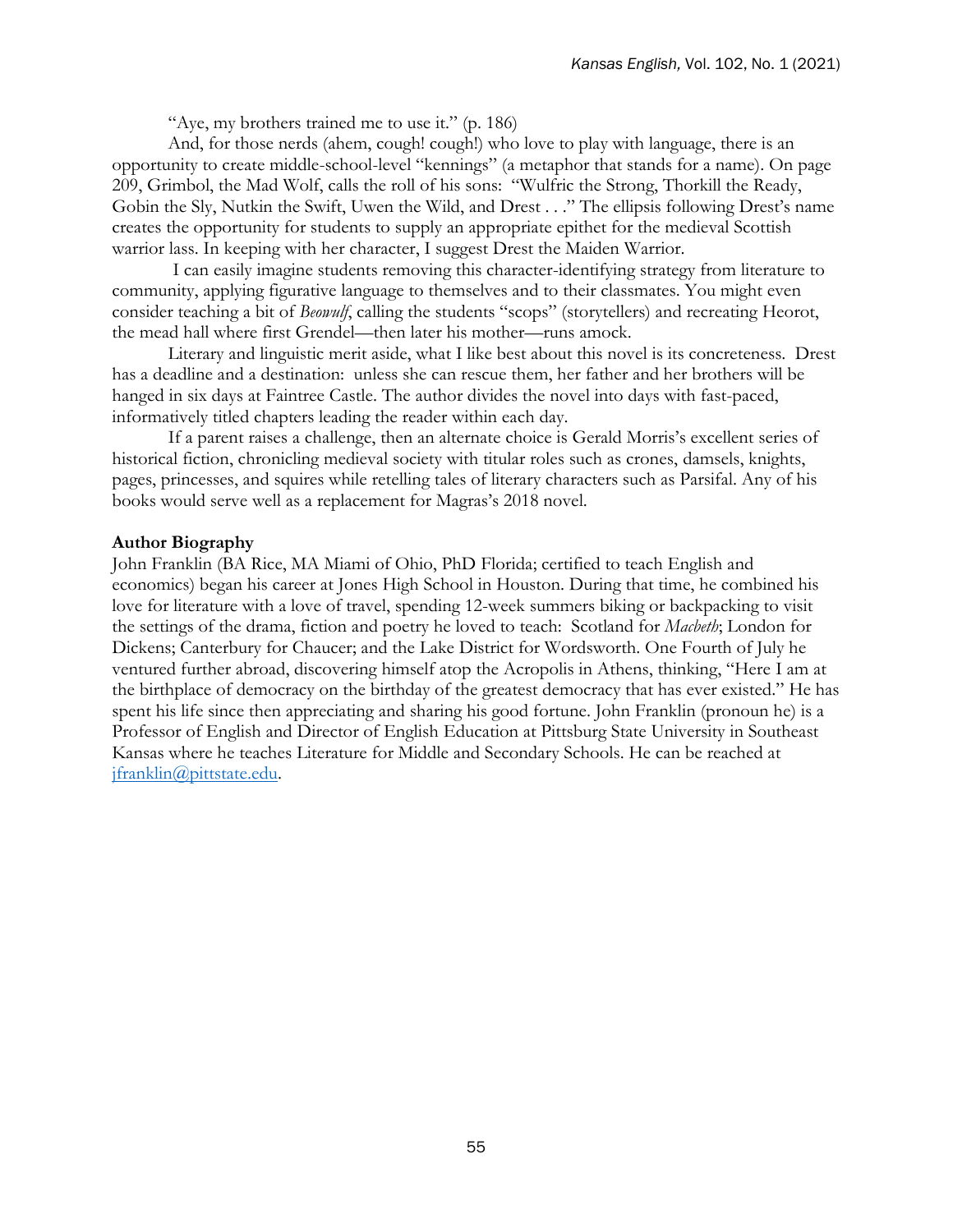"Aye, my brothers trained me to use it." (p. 186)

And, for those nerds (ahem, cough! cough!) who love to play with language, there is an opportunity to create middle-school-level "kennings" (a metaphor that stands for a name). On page 209, Grimbol, the Mad Wolf, calls the roll of his sons: "Wulfric the Strong, Thorkill the Ready, Gobin the Sly, Nutkin the Swift, Uwen the Wild, and Drest . . ." The ellipsis following Drest's name creates the opportunity for students to supply an appropriate epithet for the medieval Scottish warrior lass. In keeping with her character, I suggest Drest the Maiden Warrior.

I can easily imagine students removing this character-identifying strategy from literature to community, applying figurative language to themselves and to their classmates. You might even consider teaching a bit of *Beowulf*, calling the students "scops" (storytellers) and recreating Heorot, the mead hall where first Grendel—then later his mother—runs amock.

Literary and linguistic merit aside, what I like best about this novel is its concreteness. Drest has a deadline and a destination: unless she can rescue them, her father and her brothers will be hanged in six days at Faintree Castle. The author divides the novel into days with fast-paced, informatively titled chapters leading the reader within each day.

If a parent raises a challenge, then an alternate choice is Gerald Morris's excellent series of historical fiction, chronicling medieval society with titular roles such as crones, damsels, knights, pages, princesses, and squires while retelling tales of literary characters such as Parsifal. Any of his books would serve well as a replacement for Magras's 2018 novel.

**Author Biography**

John Franklin (BA Rice, MA Miami of Ohio, PhD Florida; certified to teach English and economics) began his career at Jones High School in Houston. During that time, he combined his love for literature with a love of travel, spending 12-week summers biking or backpacking to visit the settings of the drama, fiction and poetry he loved to teach: Scotland for *Macbeth*; London for Dickens; Canterbury for Chaucer; and the Lake District for Wordsworth. One Fourth of July he ventured further abroad, discovering himself atop the Acropolis in Athens, thinking, "Here I am at the birthplace of democracy on the birthday of the greatest democracy that has ever existed." He has spent his life since then appreciating and sharing his good fortune. John Franklin (pronoun he) is a Professor of English and Director of English Education at Pittsburg State University in Southeast Kansas where he teaches Literature for Middle and Secondary Schools. He can be reached at jfranklin@pittstate.edu.